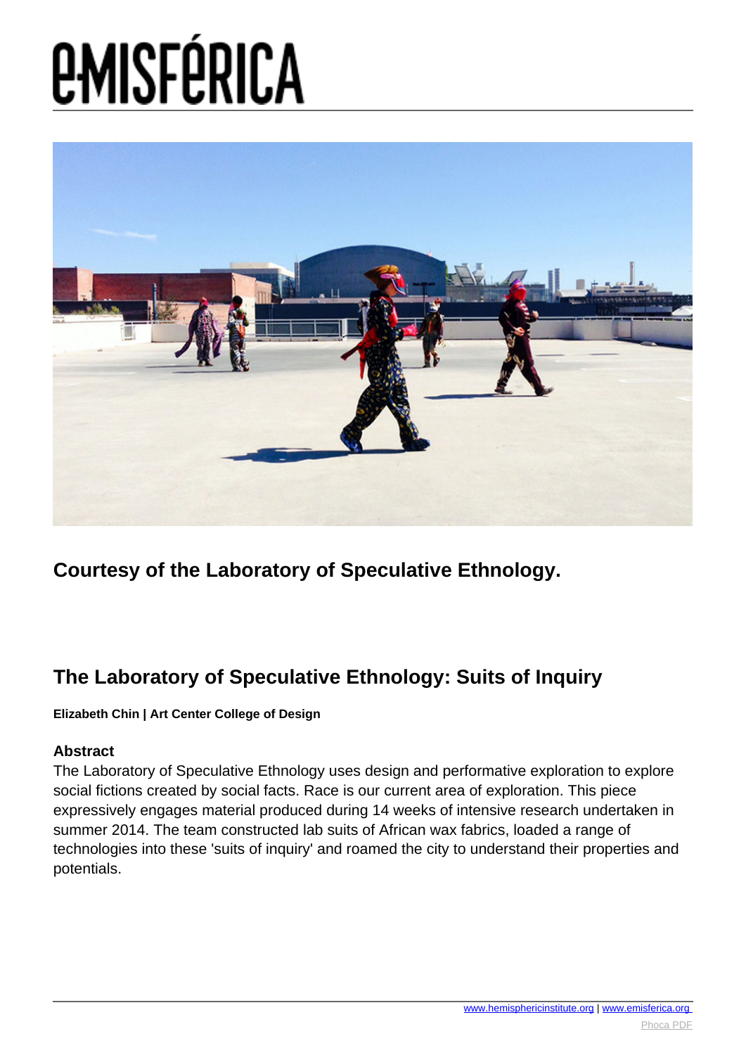Courtesy of the Laboratory of Speculative Ethnology.

## The Laboratory of Speculative Ethnology: Suits of Inquiry

**Elizabeth Chin | Art Center College of Design**

### Abstract

The Laboratory of Speculative Ethnology uses design and performative exploration to explore social fictions created by social facts. Race is our current area of exploration. This piece expressively engages material produced during 14 weeks of intensive research undertaken in summer 2014. The team constructed lab suits of African wax fabrics, loaded a range of technologies into these 'suits of inquiry' and roamed the city to understand their properties and potentials.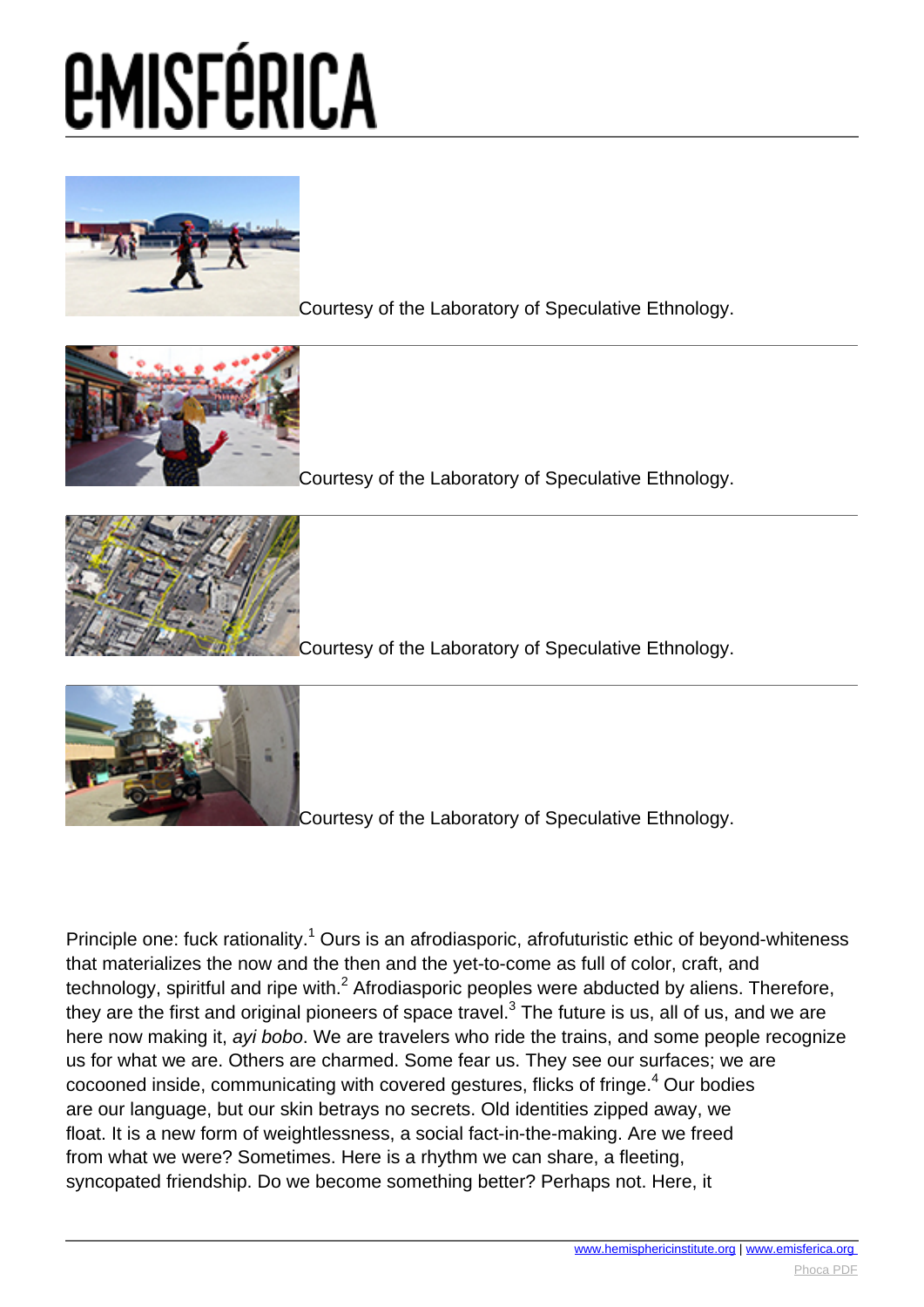Courtesy of the Laboratory of Speculative Ethnology.

Courtesy of the Laboratory of Speculative Ethnology.

Courtesy of the Laboratory of Speculative Ethnology.

Courtesy of the Laboratory of Speculative Ethnology.

Principle one: fuck rationality.[1] Ours is an afrodiasporic, afrofuturistic ethic of beyond-whiteness that materializes the now and the then and the yet-to-come as full of color, craft, and technology, spiritful and ripe with.[2] Afrodiasporic peoples were abducted by aliens. Therefore, they are the first and original pioneers of space travel.[3] The future is us, all of us, and we are here now making it, *ayi bobo*. We are travelers who ride the trains, and some people recognize us for what we are. Others are charmed. Some fear us. They see our surfaces; we are cocooned inside, communicating with covered gestures, flicks of fringe.[4] Our bodies are our language, but our skin betrays no secrets. Old identities zipped away, we float. It is a new form of weightlessness, a social fact-in-the-making. Are we freed from what we were? Sometimes. Here is a rhythm we can share, a fleeting, syncopated friendship. Do we become something better? Perhaps not. Here, it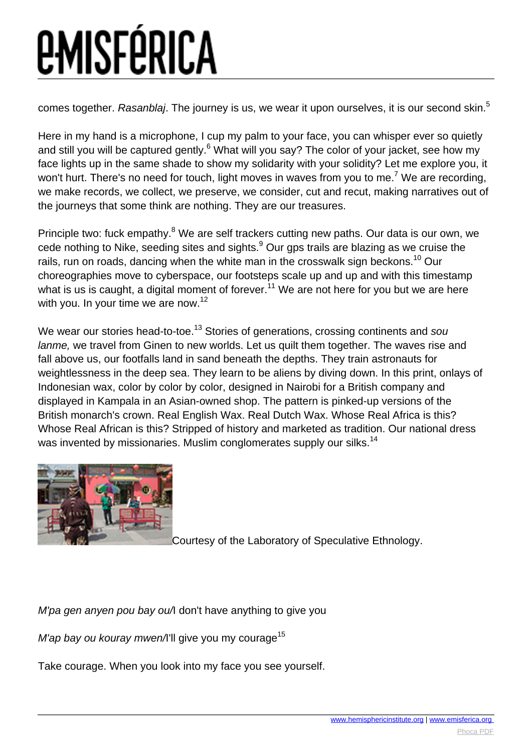comes together. *Rasanblaj*. The journey is us, we wear it upon ourselves, it is our second skin.[5]

Here in my hand is a microphone, I cup my palm to your face, you can whisper ever so quietly and still you will be captured gently.[6] What will you say? The color of your jacket, see how my face lights up in the same shade to show my solidarity with your solidity? Let me explore you, it won't hurt. There's no need for touch, light moves in waves from you to me.[7] We are recording, we make records, we collect, we preserve, we consider, cut and recut, making narratives out of the journeys that some think are nothing. They are our treasures.

Principle two: fuck empathy.[8] We are self trackers cutting new paths. Our data is our own, we cede nothing to Nike, seeding sites and sights.[9] Our gps trails are blazing as we cruise the rails, run on roads, dancing when the white man in the crosswalk sign beckons.[10] Our choreographies move to cyberspace, our footsteps scale up and up and with this timestamp what is us is caught, a digital moment of forever.[11] We are not here for you but we are here with you. In your time we are now.[12]

We wear our stories head-to-toe.[13] Stories of generations, crossing continents and *sou lanme,* we travel from Ginen to new worlds. Let us quilt them together. The waves rise and fall above us, our footfalls land in sand beneath the depths. They train astronauts for weightlessness in the deep sea. They learn to be aliens by diving down. In this print, onlays of Indonesian wax, color by color by color, designed in Nairobi for a British company and displayed in Kampala in an Asian-owned shop. The pattern is pinked-up versions of the British monarch's crown. Real English Wax. Real Dutch Wax. Whose Real Africa is this? Whose Real African is this? Stripped of history and marketed as tradition. Our national dress was invented by missionaries. Muslim conglomerates supply our silks.[14]

Courtesy of the Laboratory of Speculative Ethnology.

*M'pa gen anyen pou bay ou*/I don't have anything to give you

*M'ap bay ou kouray mwen*/I'll give you my courage[15]

Take courage. When you look into my face you see yourself.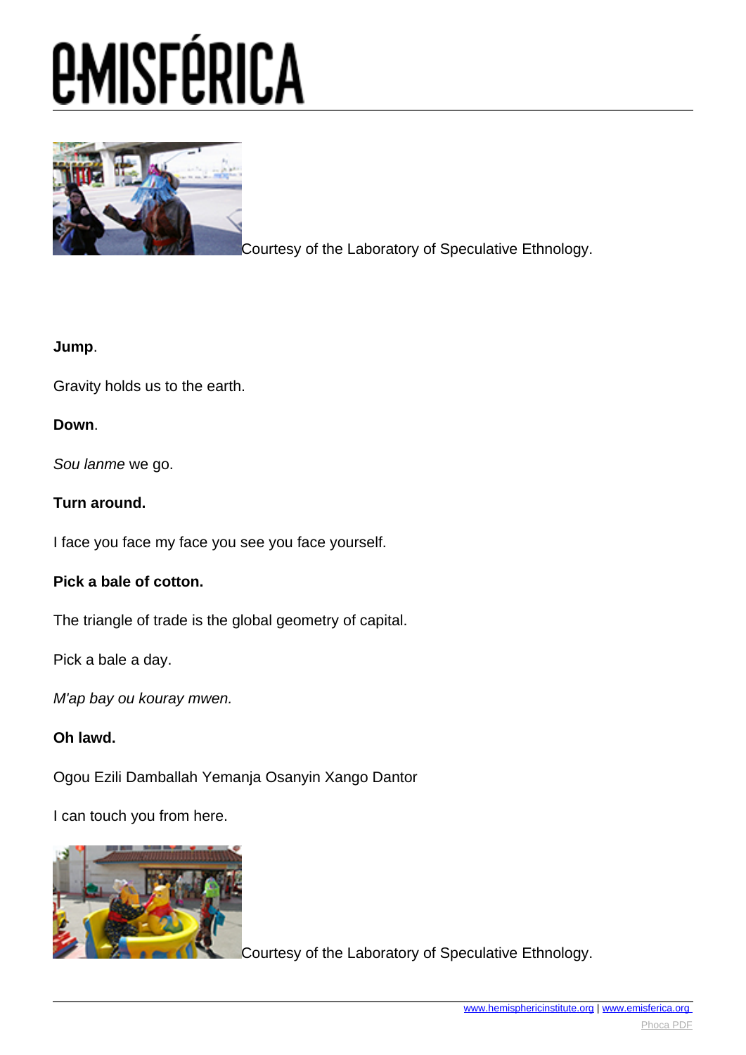Courtesy of the Laboratory of Speculative Ethnology.

**Jump**.

Gravity holds us to the earth.

**Down**.

*Sou lanme* we go.

**Turn around.**

I face you face my face you see you face yourself.

**Pick a bale of cotton.**

The triangle of trade is the global geometry of capital.

Pick a bale a day.

*M'ap bay ou kouray mwen.*

**Oh lawd.**

Ogou Ezili Damballah Yemanja Osanyin Xango Dantor

I can touch you from here.

Courtesy of the Laboratory of Speculative Ethnology.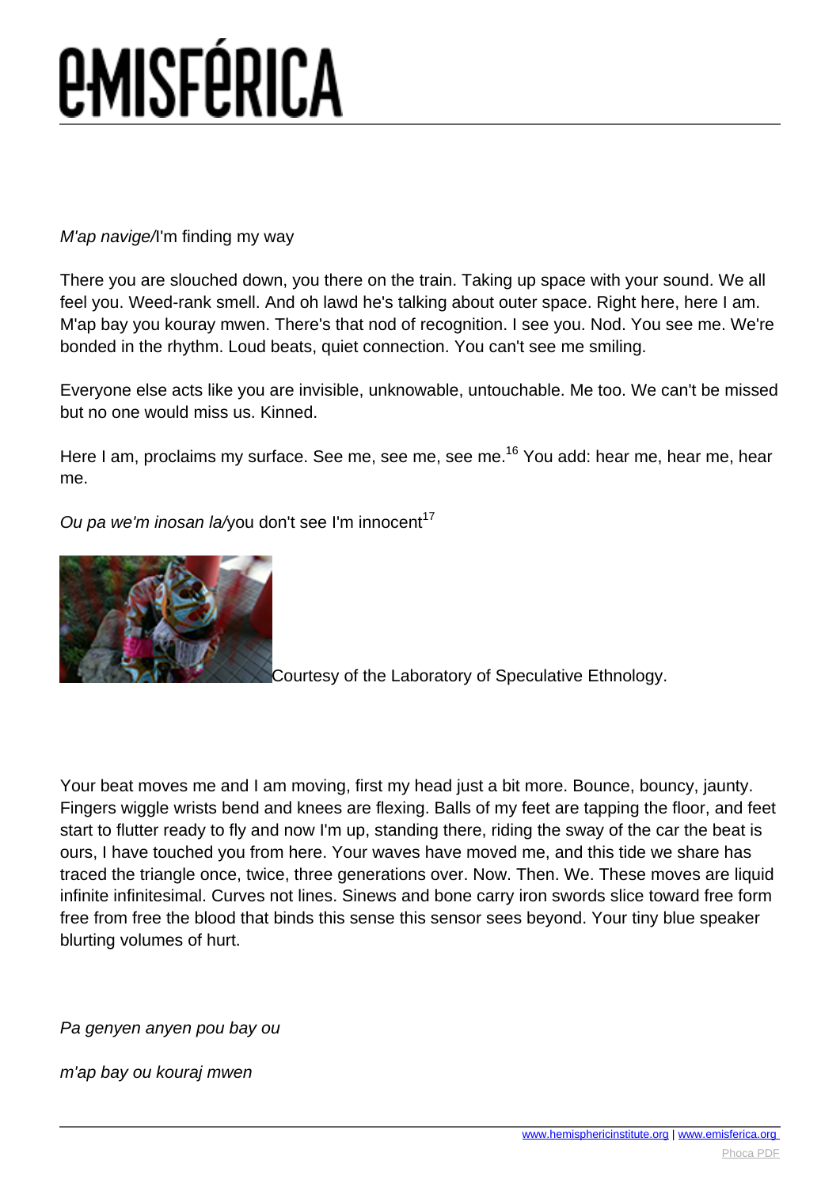*M'ap navige/*I'm finding my way

There you are slouched down, you there on the train. Taking up space with your sound. We all feel you. Weed-rank smell. And oh lawd he's talking about outer space. Right here, here I am. M'ap bay you kouray mwen. There's that nod of recognition. I see you. Nod. You see me. We're bonded in the rhythm. Loud beats, quiet connection. You can't see me smiling.

Everyone else acts like you are invisible, unknowable, untouchable. Me too. We can't be missed but no one would miss us. Kinned.

Here I am, proclaims my surface. See me, see me, see me.[16] You add: hear me, hear me, hear me.

*Ou pa we'm inosan la/*you don't see I'm innocent[17]

Courtesy of the Laboratory of Speculative Ethnology.

Your beat moves me and I am moving, first my head just a bit more. Bounce, bouncy, jaunty. Fingers wiggle wrists bend and knees are flexing. Balls of my feet are tapping the floor, and feet start to flutter ready to fly and now I'm up, standing there, riding the sway of the car the beat is ours, I have touched you from here. Your waves have moved me, and this tide we share has traced the triangle once, twice, three generations over. Now. Then. We. These moves are liquid infinite infinitesimal. Curves not lines. Sinews and bone carry iron swords slice toward free form free from free the blood that binds this sense this sensor sees beyond. Your tiny blue speaker blurting volumes of hurt.

*Pa genyen anyen pou bay ou*

*m'ap bay ou kouraj mwen*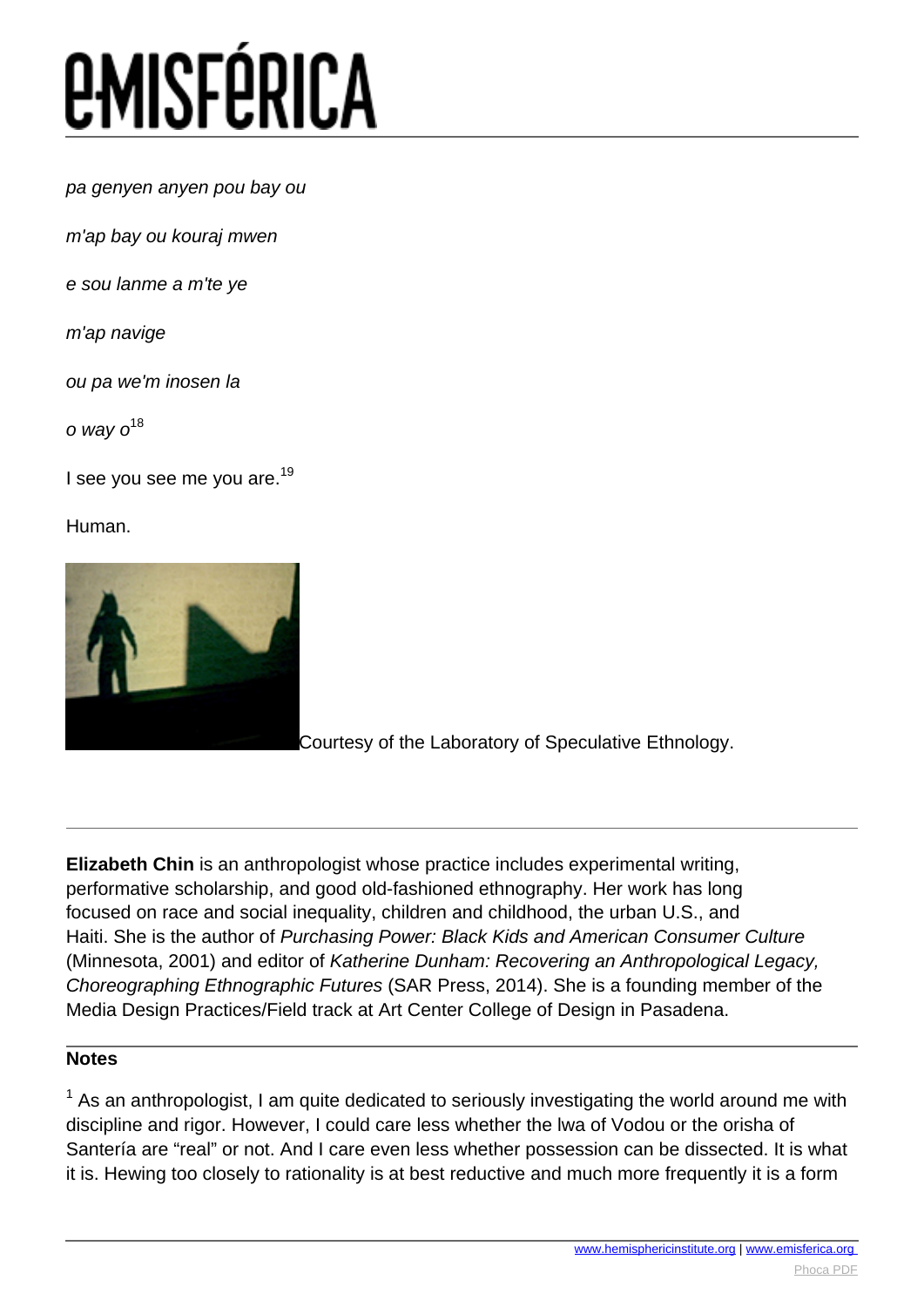*pa genyen anyen pou bay ou*

*m'ap bay ou kouraj mwen*

*e sou lanme a m'te ye*

*m'ap navige*

*ou pa we'm inosen la*

*o way o*[18]

I see you see me you are.[19]

Human.

Courtesy of the Laboratory of Speculative Ethnology.

---

**Elizabeth Chin** is an anthropologist whose practice includes experimental writing, performative scholarship, and good old-fashioned ethnography. Her work has long focused on race and social inequality, children and childhood, the urban U.S., and Haiti. She is the author of *Purchasing Power: Black Kids and American Consumer Culture* (Minnesota, 2001) and editor of *Katherine Dunham: Recovering an Anthropological Legacy, Choreographing Ethnographic Futures* (SAR Press, 2014). She is a founding member of the Media Design Practices/Field track at Art Center College of Design in Pasadena.

---

**Notes**

[1] As an anthropologist, I am quite dedicated to seriously investigating the world around me with discipline and rigor. However, I could care less whether the lwa of Vodou or the orisha of Santería are "real" or not. And I care even less whether possession can be dissected. It is what it is. Hewing too closely to rationality is at best reductive and much more frequently it is a form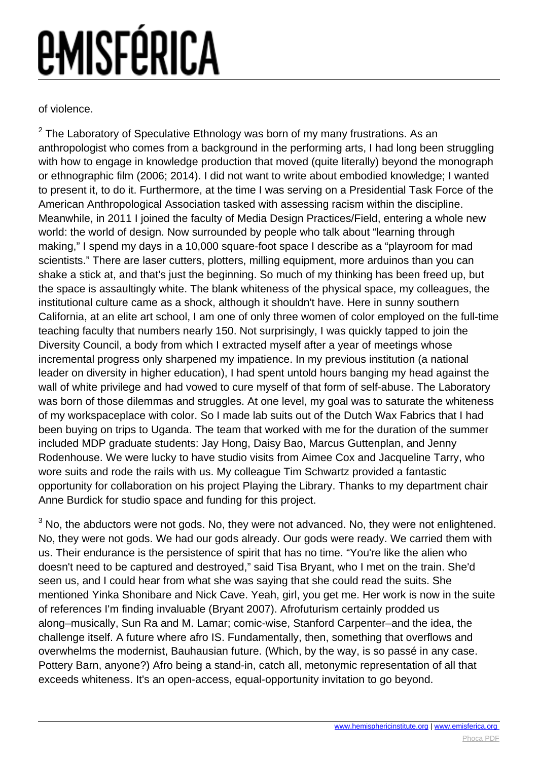of violence.

[2] The Laboratory of Speculative Ethnology was born of my many frustrations. As an anthropologist who comes from a background in the performing arts, I had long been struggling with how to engage in knowledge production that moved (quite literally) beyond the monograph or ethnographic film (2006; 2014). I did not want to write about embodied knowledge; I wanted to present it, to do it. Furthermore, at the time I was serving on a Presidential Task Force of the American Anthropological Association tasked with assessing racism within the discipline. Meanwhile, in 2011 I joined the faculty of Media Design Practices/Field, entering a whole new world: the world of design. Now surrounded by people who talk about "learning through making," I spend my days in a 10,000 square-foot space I describe as a "playroom for mad scientists." There are laser cutters, plotters, milling equipment, more arduinos than you can shake a stick at, and that's just the beginning. So much of my thinking has been freed up, but the space is assaultingly white. The blank whiteness of the physical space, my colleagues, the institutional culture came as a shock, although it shouldn't have. Here in sunny southern California, at an elite art school, I am one of only three women of color employed on the full-time teaching faculty that numbers nearly 150. Not surprisingly, I was quickly tapped to join the Diversity Council, a body from which I extracted myself after a year of meetings whose incremental progress only sharpened my impatience. In my previous institution (a national leader on diversity in higher education), I had spent untold hours banging my head against the wall of white privilege and had vowed to cure myself of that form of self-abuse. The Laboratory was born of those dilemmas and struggles. At one level, my goal was to saturate the whiteness of my workspaceplace with color. So I made lab suits out of the Dutch Wax Fabrics that I had been buying on trips to Uganda. The team that worked with me for the duration of the summer included MDP graduate students: Jay Hong, Daisy Bao, Marcus Guttenplan, and Jenny Rodenhouse. We were lucky to have studio visits from Aimee Cox and Jacqueline Tarry, who wore suits and rode the rails with us. My colleague Tim Schwartz provided a fantastic opportunity for collaboration on his project Playing the Library. Thanks to my department chair Anne Burdick for studio space and funding for this project.

[3] No, the abductors were not gods. No, they were not advanced. No, they were not enlightened. No, they were not gods. We had our gods already. Our gods were ready. We carried them with us. Their endurance is the persistence of spirit that has no time. "You're like the alien who doesn't need to be captured and destroyed," said Tisa Bryant, who I met on the train. She'd seen us, and I could hear from what she was saying that she could read the suits. She mentioned Yinka Shonibare and Nick Cave. Yeah, girl, you get me. Her work is now in the suite of references I'm finding invaluable (Bryant 2007). Afrofuturism certainly prodded us along–musically, Sun Ra and M. Lamar; comic-wise, Stanford Carpenter–and the idea, the challenge itself. A future where afro IS. Fundamentally, then, something that overflows and overwhelms the modernist, Bauhausian future. (Which, by the way, is so passé in any case. Pottery Barn, anyone?) Afro being a stand-in, catch all, metonymic representation of all that exceeds whiteness. It's an open-access, equal-opportunity invitation to go beyond.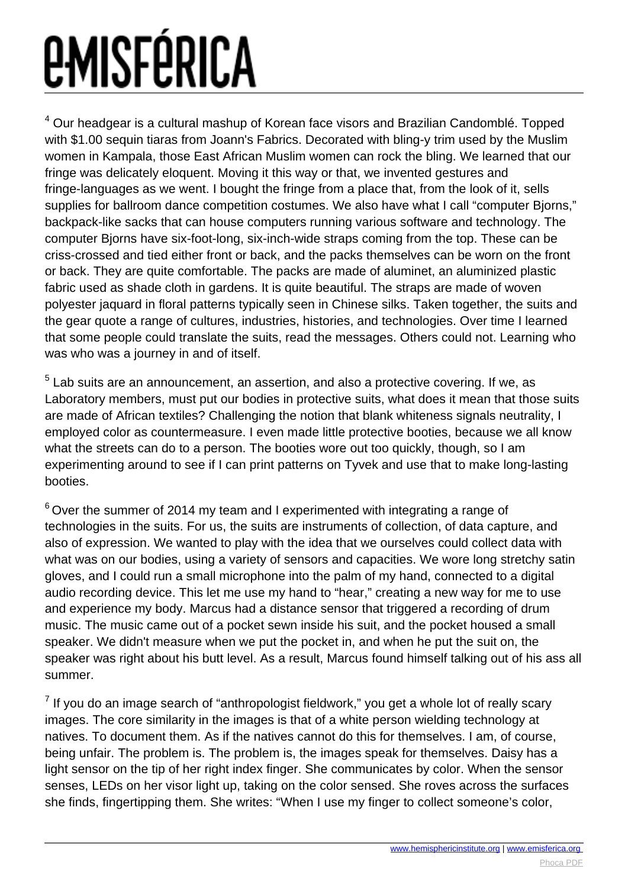[4] Our headgear is a cultural mashup of Korean face visors and Brazilian Candomblé. Topped with $1.00 sequin tiaras from Joann's Fabrics. Decorated with bling-y trim used by the Muslim women in Kampala, those East African Muslim women can rock the bling. We learned that our fringe was delicately eloquent. Moving it this way or that, we invented gestures and fringe-languages as we went. I bought the fringe from a place that, from the look of it, sells supplies for ballroom dance competition costumes. We also have what I call "computer Bjorns," backpack-like sacks that can house computers running various software and technology. The computer Bjorns have six-foot-long, six-inch-wide straps coming from the top. These can be criss-crossed and tied either front or back, and the packs themselves can be worn on the front or back. They are quite comfortable. The packs are made of aluminet, an aluminized plastic fabric used as shade cloth in gardens. It is quite beautiful. The straps are made of woven polyester jaquard in floral patterns typically seen in Chinese silks. Taken together, the suits and the gear quote a range of cultures, industries, histories, and technologies. Over time I learned that some people could translate the suits, read the messages. Others could not. Learning who was who was a journey in and of itself.

[5] Lab suits are an announcement, an assertion, and also a protective covering. If we, as Laboratory members, must put our bodies in protective suits, what does it mean that those suits are made of African textiles? Challenging the notion that blank whiteness signals neutrality, I employed color as countermeasure. I even made little protective booties, because we all know what the streets can do to a person. The booties wore out too quickly, though, so I am experimenting around to see if I can print patterns on Tyvek and use that to make long-lasting booties.

[6] Over the summer of 2014 my team and I experimented with integrating a range of technologies in the suits. For us, the suits are instruments of collection, of data capture, and also of expression. We wanted to play with the idea that we ourselves could collect data with what was on our bodies, using a variety of sensors and capacities. We wore long stretchy satin gloves, and I could run a small microphone into the palm of my hand, connected to a digital audio recording device. This let me use my hand to "hear," creating a new way for me to use and experience my body. Marcus had a distance sensor that triggered a recording of drum music. The music came out of a pocket sewn inside his suit, and the pocket housed a small speaker. We didn't measure when we put the pocket in, and when he put the suit on, the speaker was right about his butt level. As a result, Marcus found himself talking out of his ass all summer.

[7] If you do an image search of "anthropologist fieldwork," you get a whole lot of really scary images. The core similarity in the images is that of a white person wielding technology at natives. To document them. As if the natives cannot do this for themselves. I am, of course, being unfair. The problem is. The problem is, the images speak for themselves. Daisy has a light sensor on the tip of her right index finger. She communicates by color. When the sensor senses, LEDs on her visor light up, taking on the color sensed. She roves across the surfaces she finds, fingertipping them. She writes: "When I use my finger to collect someone's color,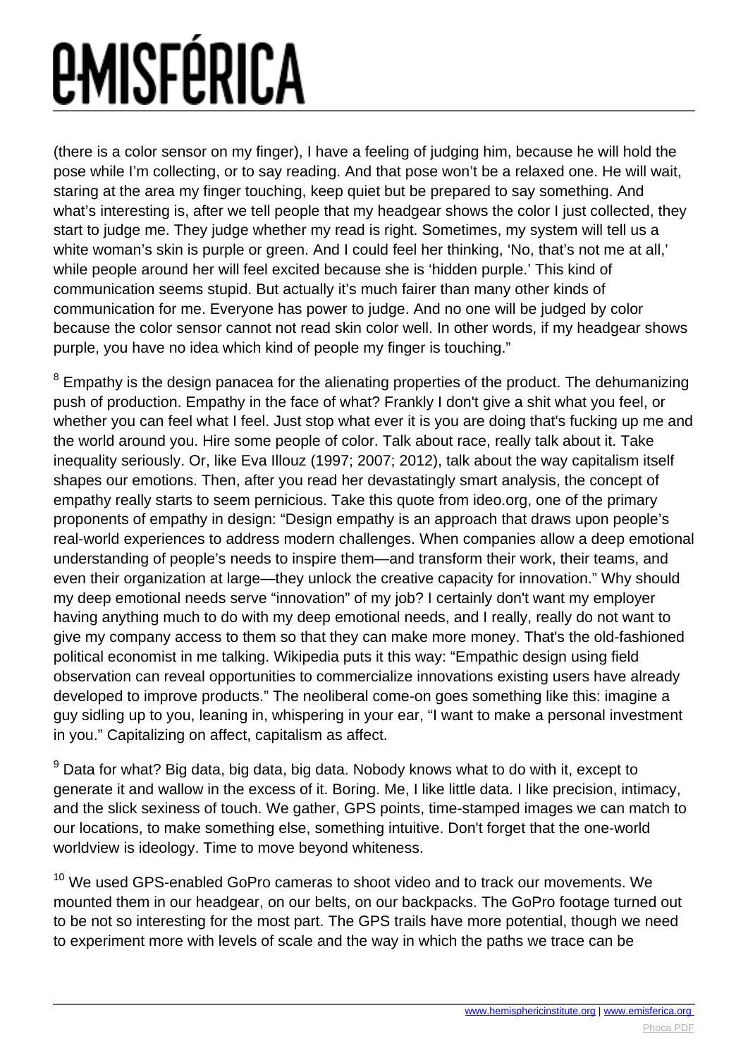(there is a color sensor on my finger), I have a feeling of judging him, because he will hold the pose while I'm collecting, or to say reading. And that pose won't be a relaxed one. He will wait, staring at the area my finger touching, keep quiet but be prepared to say something. And what's interesting is, after we tell people that my headgear shows the color I just collected, they start to judge me. They judge whether my read is right. Sometimes, my system will tell us a white woman's skin is purple or green. And I could feel her thinking, 'No, that's not me at all,' while people around her will feel excited because she is 'hidden purple.' This kind of communication seems stupid. But actually it's much fairer than many other kinds of communication for me. Everyone has power to judge. And no one will be judged by color because the color sensor cannot not read skin color well. In other words, if my headgear shows purple, you have no idea which kind of people my finger is touching."

[8] Empathy is the design panacea for the alienating properties of the product. The dehumanizing push of production. Empathy in the face of what? Frankly I don't give a shit what you feel, or whether you can feel what I feel. Just stop what ever it is you are doing that's fucking up me and the world around you. Hire some people of color. Talk about race, really talk about it. Take inequality seriously. Or, like Eva Illouz (1997; 2007; 2012), talk about the way capitalism itself shapes our emotions. Then, after you read her devastatingly smart analysis, the concept of empathy really starts to seem pernicious. Take this quote from ideo.org, one of the primary proponents of empathy in design: "Design empathy is an approach that draws upon people's real-world experiences to address modern challenges. When companies allow a deep emotional understanding of people's needs to inspire them—and transform their work, their teams, and even their organization at large—they unlock the creative capacity for innovation." Why should my deep emotional needs serve "innovation" of my job? I certainly don't want my employer having anything much to do with my deep emotional needs, and I really, really do not want to give my company access to them so that they can make more money. That's the old-fashioned political economist in me talking. Wikipedia puts it this way: "Empathic design using field observation can reveal opportunities to commercialize innovations existing users have already developed to improve products." The neoliberal come-on goes something like this: imagine a guy sidling up to you, leaning in, whispering in your ear, "I want to make a personal investment in you." Capitalizing on affect, capitalism as affect.

[9] Data for what? Big data, big data, big data. Nobody knows what to do with it, except to generate it and wallow in the excess of it. Boring. Me, I like little data. I like precision, intimacy, and the slick sexiness of touch. We gather, GPS points, time-stamped images we can match to our locations, to make something else, something intuitive. Don't forget that the one-world worldview is ideology. Time to move beyond whiteness.

[10] We used GPS-enabled GoPro cameras to shoot video and to track our movements. We mounted them in our headgear, on our belts, on our backpacks. The GoPro footage turned out to be not so interesting for the most part. The GPS trails have more potential, though we need to experiment more with levels of scale and the way in which the paths we trace can be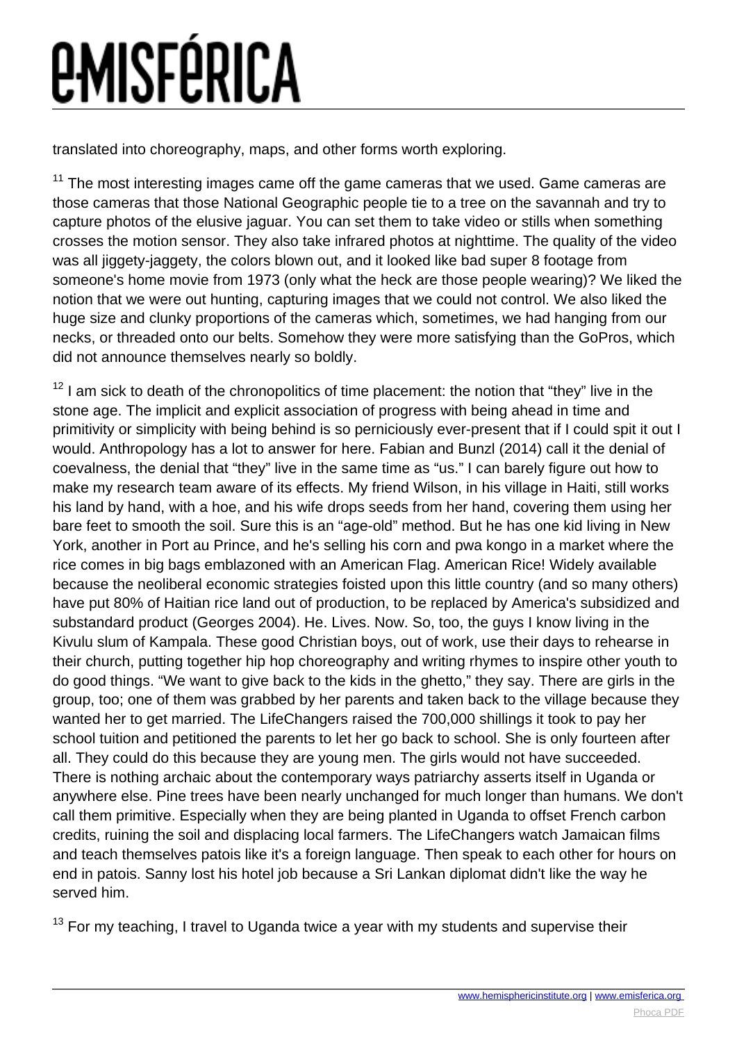translated into choreography, maps, and other forms worth exploring.

[11] The most interesting images came off the game cameras that we used. Game cameras are those cameras that those National Geographic people tie to a tree on the savannah and try to capture photos of the elusive jaguar. You can set them to take video or stills when something crosses the motion sensor. They also take infrared photos at nighttime. The quality of the video was all jiggety-jaggety, the colors blown out, and it looked like bad super 8 footage from someone's home movie from 1973 (only what the heck are those people wearing)? We liked the notion that we were out hunting, capturing images that we could not control. We also liked the huge size and clunky proportions of the cameras which, sometimes, we had hanging from our necks, or threaded onto our belts. Somehow they were more satisfying than the GoPros, which did not announce themselves nearly so boldly.

[12] I am sick to death of the chronopolitics of time placement: the notion that "they" live in the stone age. The implicit and explicit association of progress with being ahead in time and primitivity or simplicity with being behind is so perniciously ever-present that if I could spit it out I would. Anthropology has a lot to answer for here. Fabian and Bunzl (2014) call it the denial of coevalness, the denial that "they" live in the same time as "us." I can barely figure out how to make my research team aware of its effects. My friend Wilson, in his village in Haiti, still works his land by hand, with a hoe, and his wife drops seeds from her hand, covering them using her bare feet to smooth the soil. Sure this is an "age-old" method. But he has one kid living in New York, another in Port au Prince, and he's selling his corn and pwa kongo in a market where the rice comes in big bags emblazoned with an American Flag. American Rice! Widely available because the neoliberal economic strategies foisted upon this little country (and so many others) have put 80% of Haitian rice land out of production, to be replaced by America's subsidized and substandard product (Georges 2004). He. Lives. Now. So, too, the guys I know living in the Kivulu slum of Kampala. These good Christian boys, out of work, use their days to rehearse in their church, putting together hip hop choreography and writing rhymes to inspire other youth to do good things. "We want to give back to the kids in the ghetto," they say. There are girls in the group, too; one of them was grabbed by her parents and taken back to the village because they wanted her to get married. The LifeChangers raised the 700,000 shillings it took to pay her school tuition and petitioned the parents to let her go back to school. She is only fourteen after all. They could do this because they are young men. The girls would not have succeeded. There is nothing archaic about the contemporary ways patriarchy asserts itself in Uganda or anywhere else. Pine trees have been nearly unchanged for much longer than humans. We don't call them primitive. Especially when they are being planted in Uganda to offset French carbon credits, ruining the soil and displacing local farmers. The LifeChangers watch Jamaican films and teach themselves patois like it's a foreign language. Then speak to each other for hours on end in patois. Sanny lost his hotel job because a Sri Lankan diplomat didn't like the way he served him.

[13] For my teaching, I travel to Uganda twice a year with my students and supervise their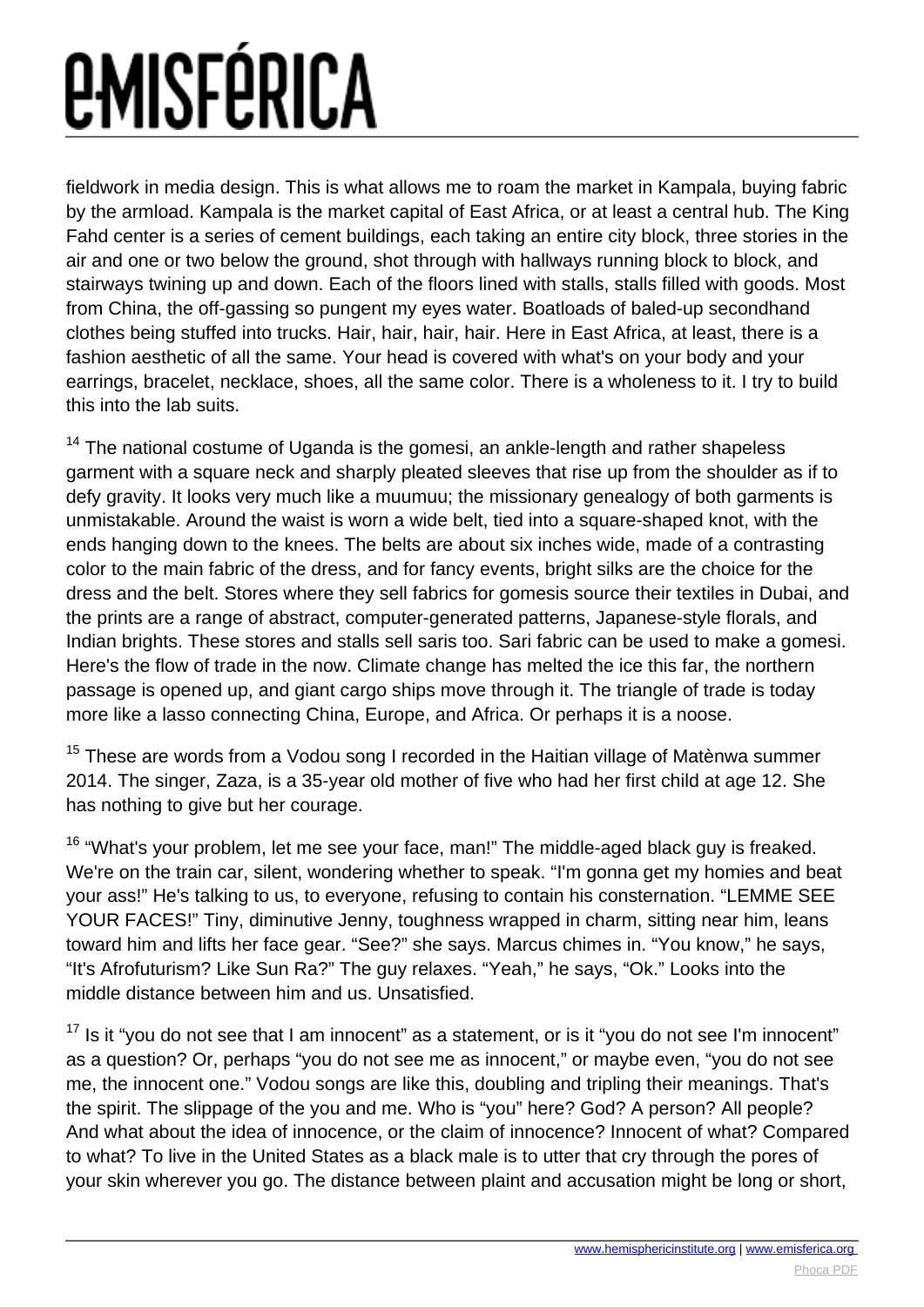fieldwork in media design. This is what allows me to roam the market in Kampala, buying fabric by the armload. Kampala is the market capital of East Africa, or at least a central hub. The King Fahd center is a series of cement buildings, each taking an entire city block, three stories in the air and one or two below the ground, shot through with hallways running block to block, and stairways twining up and down. Each of the floors lined with stalls, stalls filled with goods. Most from China, the off-gassing so pungent my eyes water. Boatloads of baled-up secondhand clothes being stuffed into trucks. Hair, hair, hair, hair. Here in East Africa, at least, there is a fashion aesthetic of all the same. Your head is covered with what's on your body and your earrings, bracelet, necklace, shoes, all the same color. There is a wholeness to it. I try to build this into the lab suits.

[14] The national costume of Uganda is the gomesi, an ankle-length and rather shapeless garment with a square neck and sharply pleated sleeves that rise up from the shoulder as if to defy gravity. It looks very much like a muumuu; the missionary genealogy of both garments is unmistakable. Around the waist is worn a wide belt, tied into a square-shaped knot, with the ends hanging down to the knees. The belts are about six inches wide, made of a contrasting color to the main fabric of the dress, and for fancy events, bright silks are the choice for the dress and the belt. Stores where they sell fabrics for gomesis source their textiles in Dubai, and the prints are a range of abstract, computer-generated patterns, Japanese-style florals, and Indian brights. These stores and stalls sell saris too. Sari fabric can be used to make a gomesi. Here's the flow of trade in the now. Climate change has melted the ice this far, the northern passage is opened up, and giant cargo ships move through it. The triangle of trade is today more like a lasso connecting China, Europe, and Africa. Or perhaps it is a noose.

[15] These are words from a Vodou song I recorded in the Haitian village of Matènwa summer 2014. The singer, Zaza, is a 35-year old mother of five who had her first child at age 12. She has nothing to give but her courage.

[16] "What's your problem, let me see your face, man!" The middle-aged black guy is freaked. We're on the train car, silent, wondering whether to speak. "I'm gonna get my homies and beat your ass!" He's talking to us, to everyone, refusing to contain his consternation. "LEMME SEE YOUR FACES!" Tiny, diminutive Jenny, toughness wrapped in charm, sitting near him, leans toward him and lifts her face gear. "See?" she says. Marcus chimes in. "You know," he says, "It's Afrofuturism? Like Sun Ra?" The guy relaxes. "Yeah," he says, "Ok." Looks into the middle distance between him and us. Unsatisfied.

[17] Is it "you do not see that I am innocent" as a statement, or is it "you do not see I'm innocent" as a question? Or, perhaps "you do not see me as innocent," or maybe even, "you do not see me, the innocent one." Vodou songs are like this, doubling and tripling their meanings. That's the spirit. The slippage of the you and me. Who is "you" here? God? A person? All people? And what about the idea of innocence, or the claim of innocence? Innocent of what? Compared to what? To live in the United States as a black male is to utter that cry through the pores of your skin wherever you go. The distance between plaint and accusation might be long or short,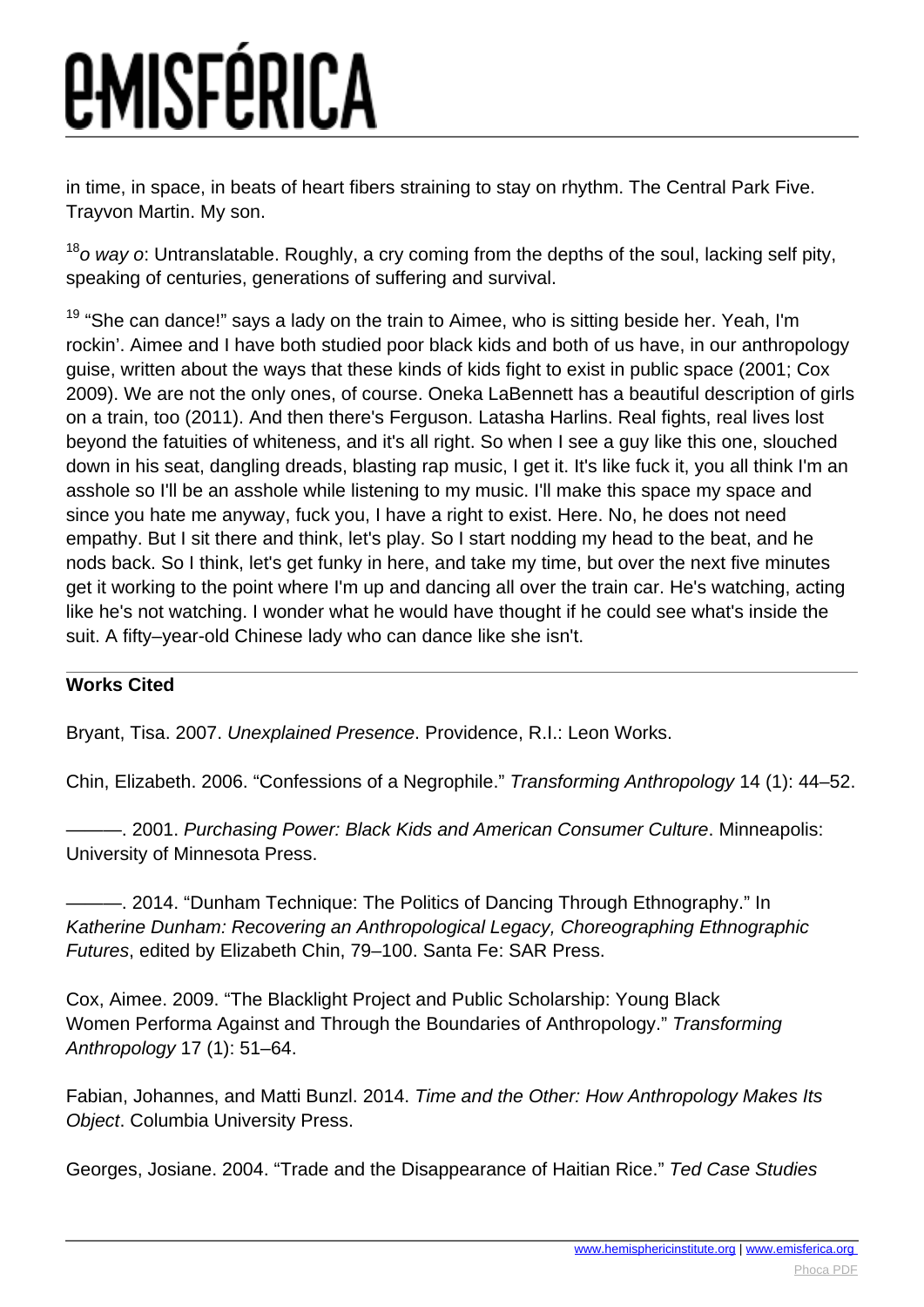in time, in space, in beats of heart fibers straining to stay on rhythm. The Central Park Five. Trayvon Martin. My son.

[18]*o way o*: Untranslatable. Roughly, a cry coming from the depths of the soul, lacking self pity, speaking of centuries, generations of suffering and survival.

[19] "She can dance!" says a lady on the train to Aimee, who is sitting beside her. Yeah, I'm rockin'. Aimee and I have both studied poor black kids and both of us have, in our anthropology guise, written about the ways that these kinds of kids fight to exist in public space (2001; Cox 2009). We are not the only ones, of course. Oneka LaBennett has a beautiful description of girls on a train, too (2011). And then there's Ferguson. Latasha Harlins. Real fights, real lives lost beyond the fatuities of whiteness, and it's all right. So when I see a guy like this one, slouched down in his seat, dangling dreads, blasting rap music, I get it. It's like fuck it, you all think I'm an asshole so I'll be an asshole while listening to my music. I'll make this space my space and since you hate me anyway, fuck you, I have a right to exist. Here. No, he does not need empathy. But I sit there and think, let's play. So I start nodding my head to the beat, and he nods back. So I think, let's get funky in here, and take my time, but over the next five minutes get it working to the point where I'm up and dancing all over the train car. He's watching, acting like he's not watching. I wonder what he would have thought if he could see what's inside the suit. A fifty–year-old Chinese lady who can dance like she isn't.

---

**Works Cited**

Bryant, Tisa. 2007. *Unexplained Presence*. Providence, R.I.: Leon Works.

Chin, Elizabeth. 2006. "Confessions of a Negrophile." *Transforming Anthropology* 14 (1): 44–52.

———. 2001. *Purchasing Power: Black Kids and American Consumer Culture*. Minneapolis: University of Minnesota Press.

———. 2014. "Dunham Technique: The Politics of Dancing Through Ethnography." In *Katherine Dunham: Recovering an Anthropological Legacy, Choreographing Ethnographic Futures*, edited by Elizabeth Chin, 79–100. Santa Fe: SAR Press.

Cox, Aimee. 2009. "The Blacklight Project and Public Scholarship: Young Black Women Performa Against and Through the Boundaries of Anthropology." *Transforming Anthropology* 17 (1): 51–64.

Fabian, Johannes, and Matti Bunzl. 2014. *Time and the Other: How Anthropology Makes Its Object*. Columbia University Press.

Georges, Josiane. 2004. "Trade and the Disappearance of Haitian Rice." *Ted Case Studies*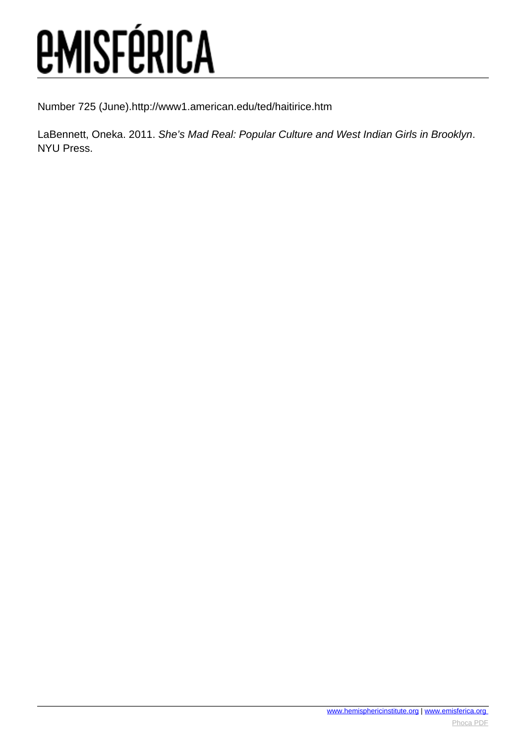Number 725 (June).http://www1.american.edu/ted/haitirice.htm

LaBennett, Oneka. 2011. *She's Mad Real: Popular Culture and West Indian Girls in Brooklyn*. NYU Press.